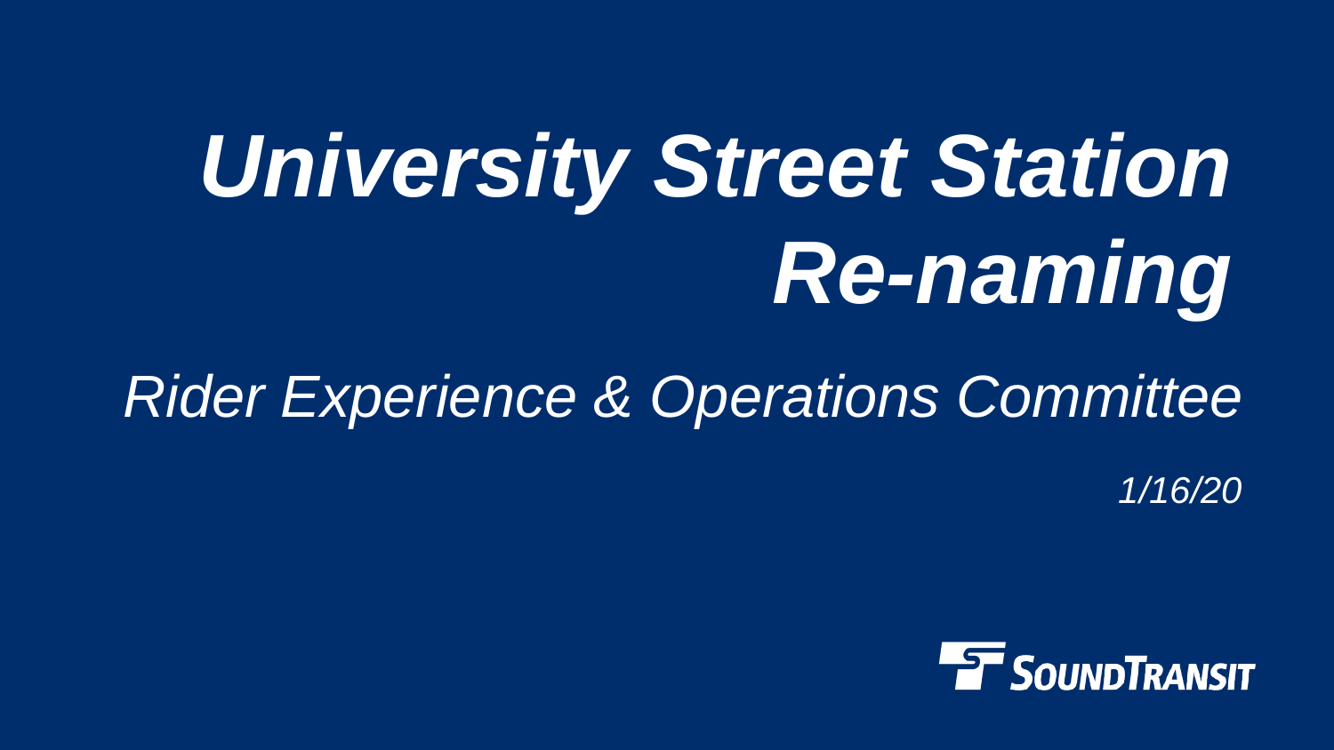# *University Street Station Re-naming*

*Rider Experience & Operations Committee*

*1/16/20*

SOUNDTRANSIT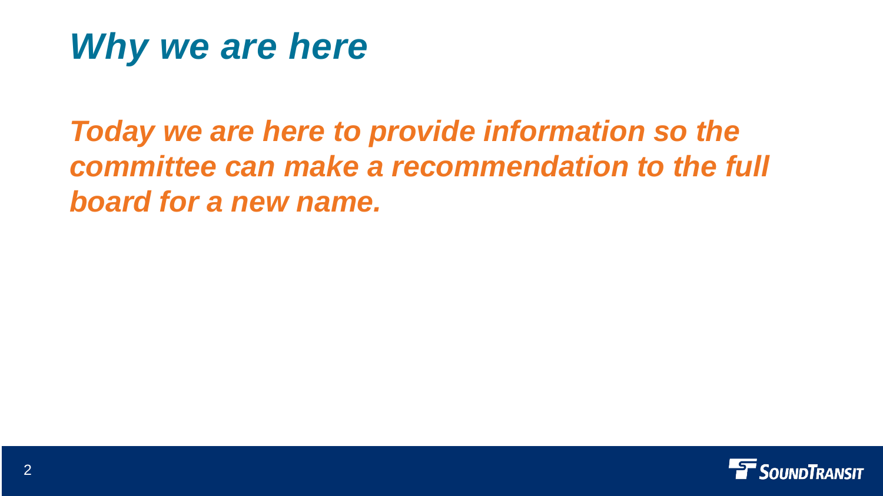# *Why we are here*

***Today we are here to provide information so the committee can make a recommendation to the full board for a new name.***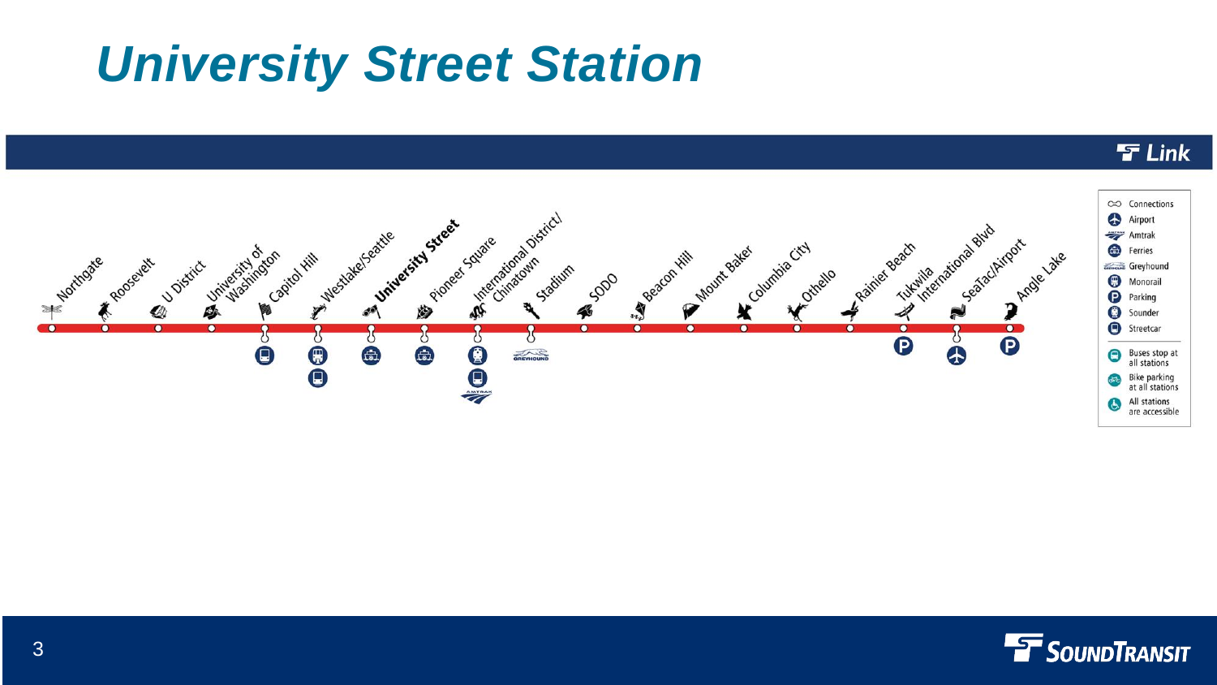# University Street Station

Link

Northgate, Roosevelt, U District, University of Washington, Capitol Hill, Westlake/Seattle, **University Street**, Pioneer Square, International District/ Chinatown, Stadium, SODO, Beacon Hill, Mount Baker, Columbia City, Othello, Rainier Beach, Tukwila International Blvd, SeaTac/Airport, Angle Lake

- Connections
- Airport
- Amtrak
- Ferries
- Greyhound
- Monorail
- Parking
- Sounder
- Streetcar

- Buses stop at all stations
- Bike parking at all stations
- All stations are accessible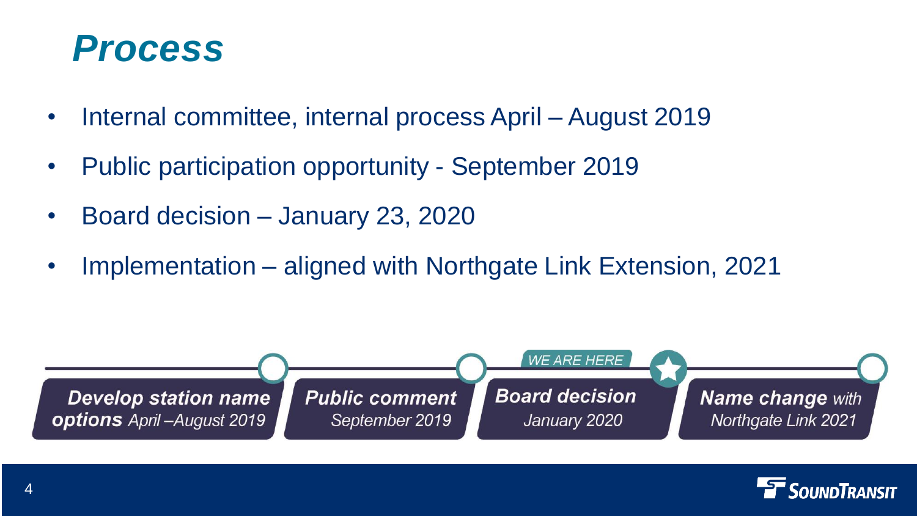# Process

- Internal committee, internal process April – August 2019
- Public participation opportunity - September 2019
- Board decision – January 23, 2020
- Implementation – aligned with Northgate Link Extension, 2021

**Develop station name options** *April –August 2019*

**Public comment** *September 2019*

*WE ARE HERE*

**Board decision** *January 2020*

**Name change** *with Northgate Link 2021*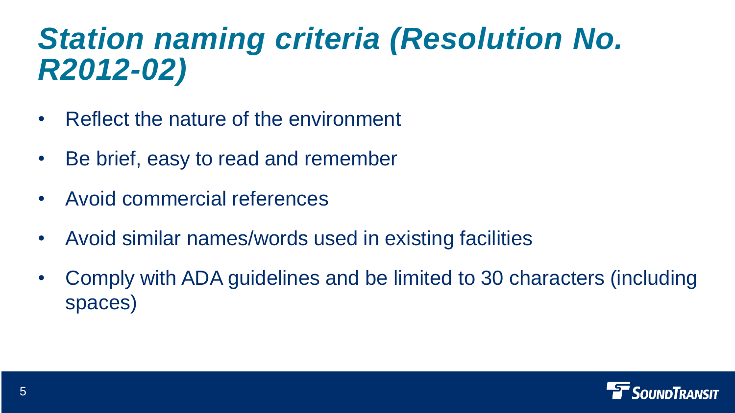# *Station naming criteria (Resolution No. R2012-02)*

- Reflect the nature of the environment
- Be brief, easy to read and remember
- Avoid commercial references
- Avoid similar names/words used in existing facilities
- Comply with ADA guidelines and be limited to 30 characters (including spaces)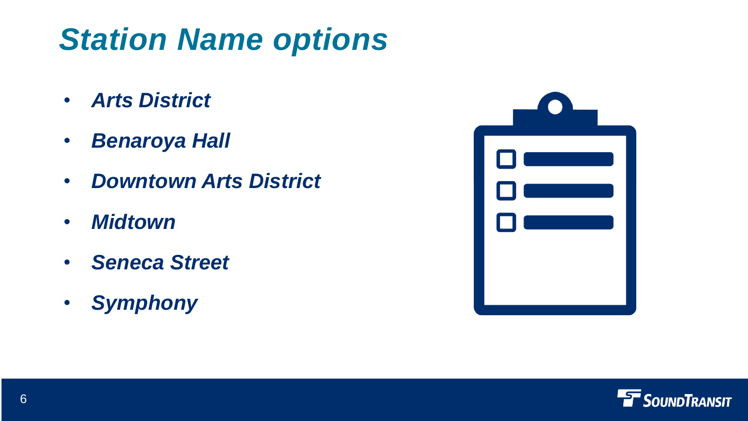# *Station Name options*

- ***Arts District***
- ***Benaroya Hall***
- ***Downtown Arts District***
- ***Midtown***
- ***Seneca Street***
- ***Symphony***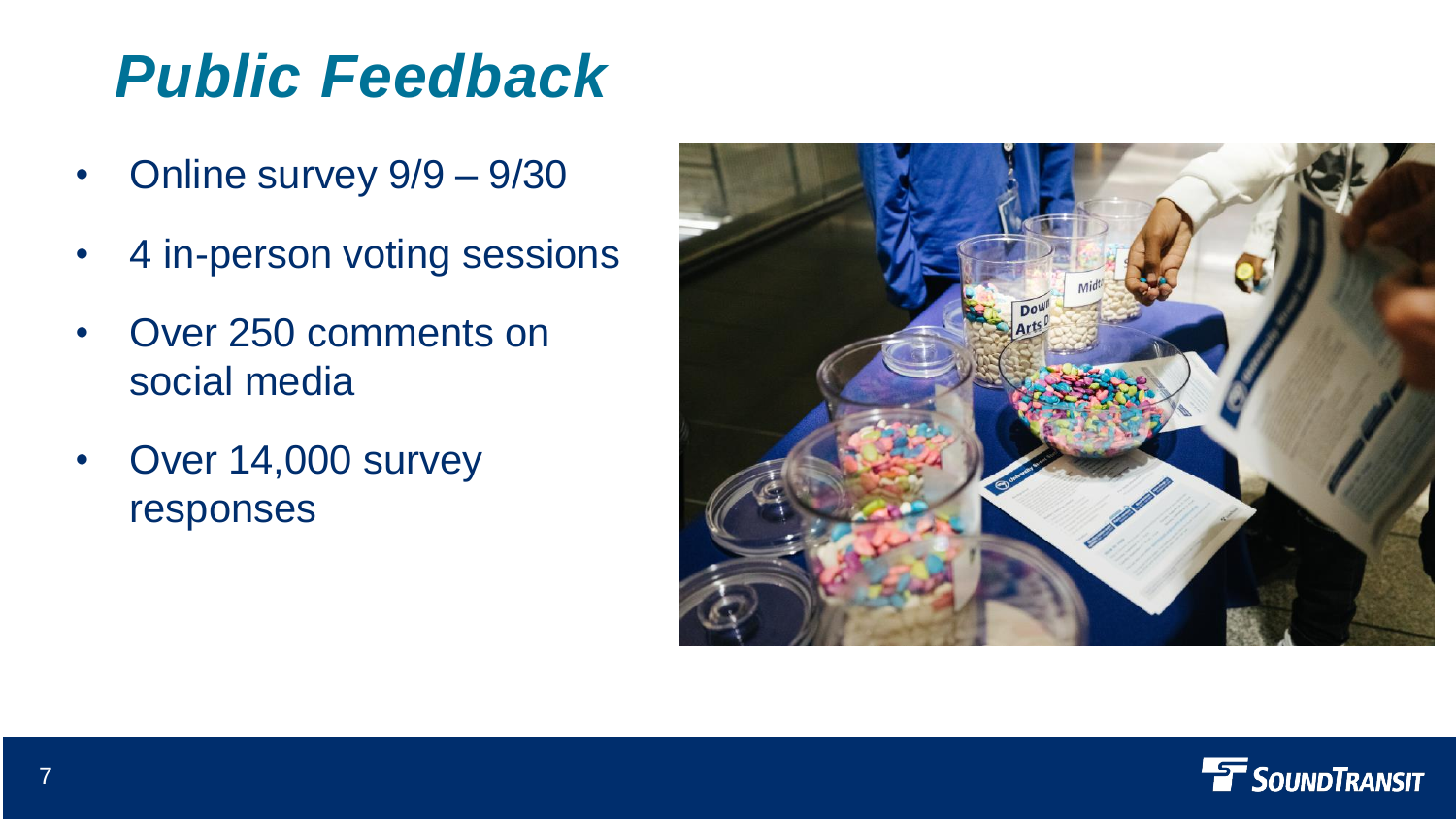# *Public Feedback*

- Online survey 9/9 – 9/30
- 4 in-person voting sessions
- Over 250 comments on social media
- Over 14,000 survey responses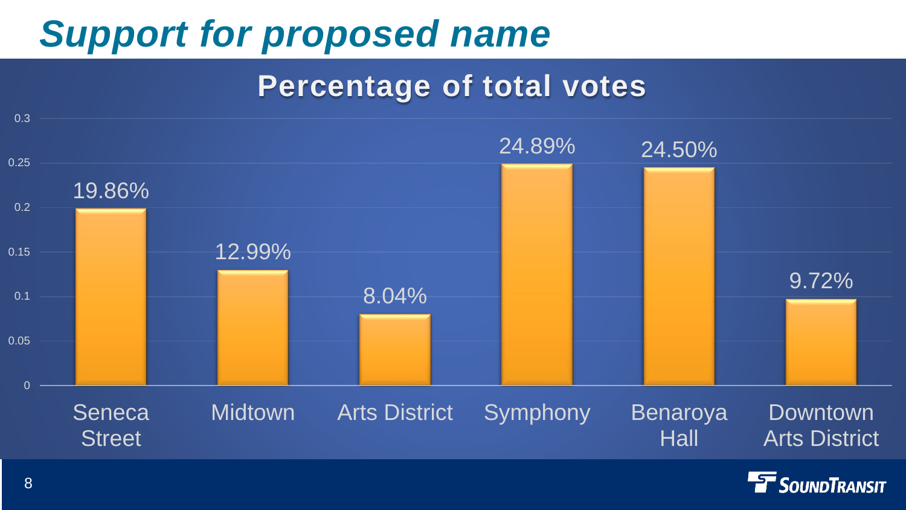# Support for proposed name

## Percentage of total votes

| Name | Percentage of total votes |
|---|---|
| Seneca Street | 19.86% |
| Midtown | 12.99% |
| Arts District | 8.04% |
| Symphony | 24.89% |
| Benaroya Hall | 24.50% |
| Downtown Arts District | 9.72% |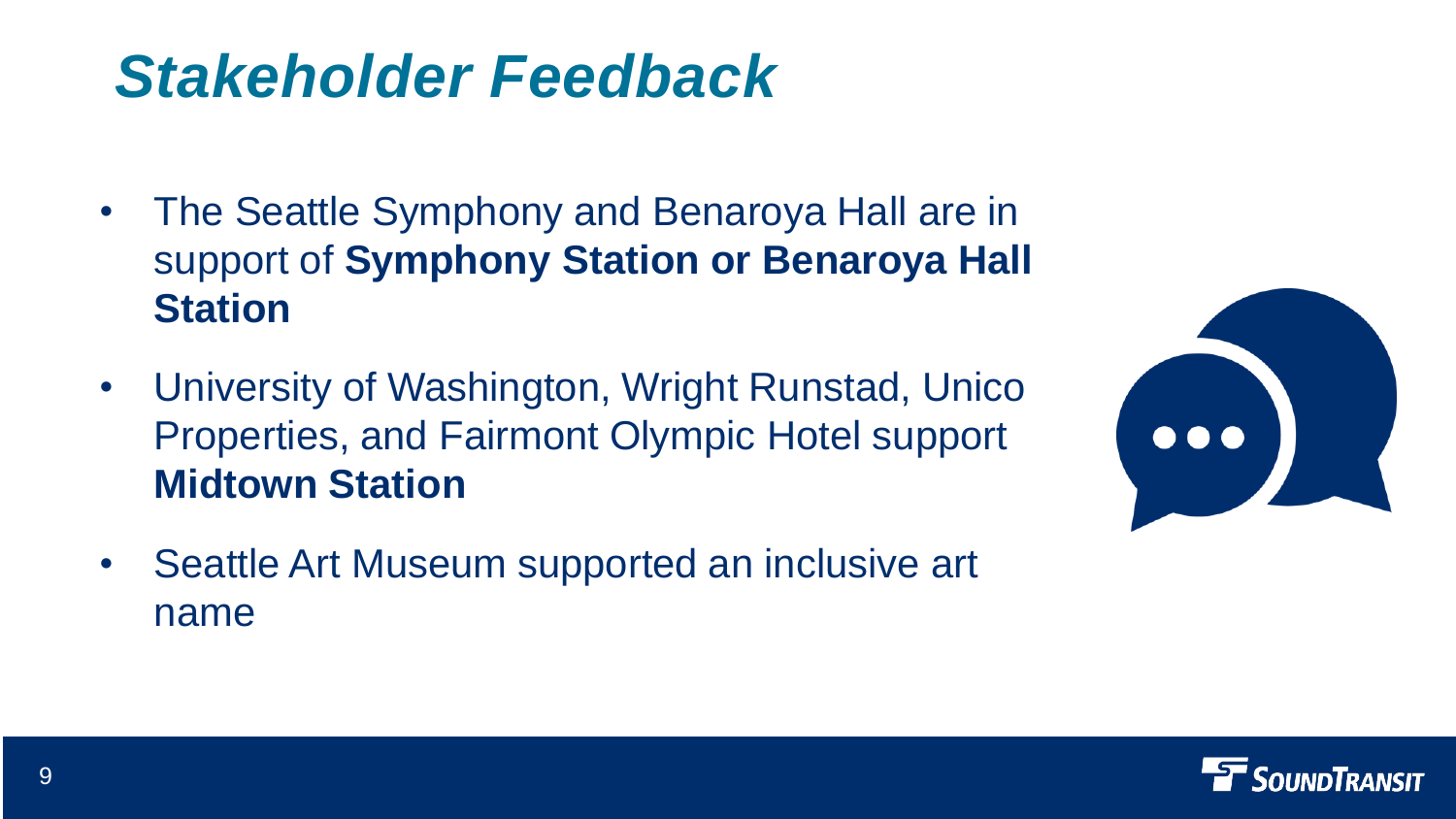# *Stakeholder Feedback*

- The Seattle Symphony and Benaroya Hall are in support of **Symphony Station or Benaroya Hall Station**
- University of Washington, Wright Runstad, Unico Properties, and Fairmont Olympic Hotel support **Midtown Station**
- Seattle Art Museum supported an inclusive art name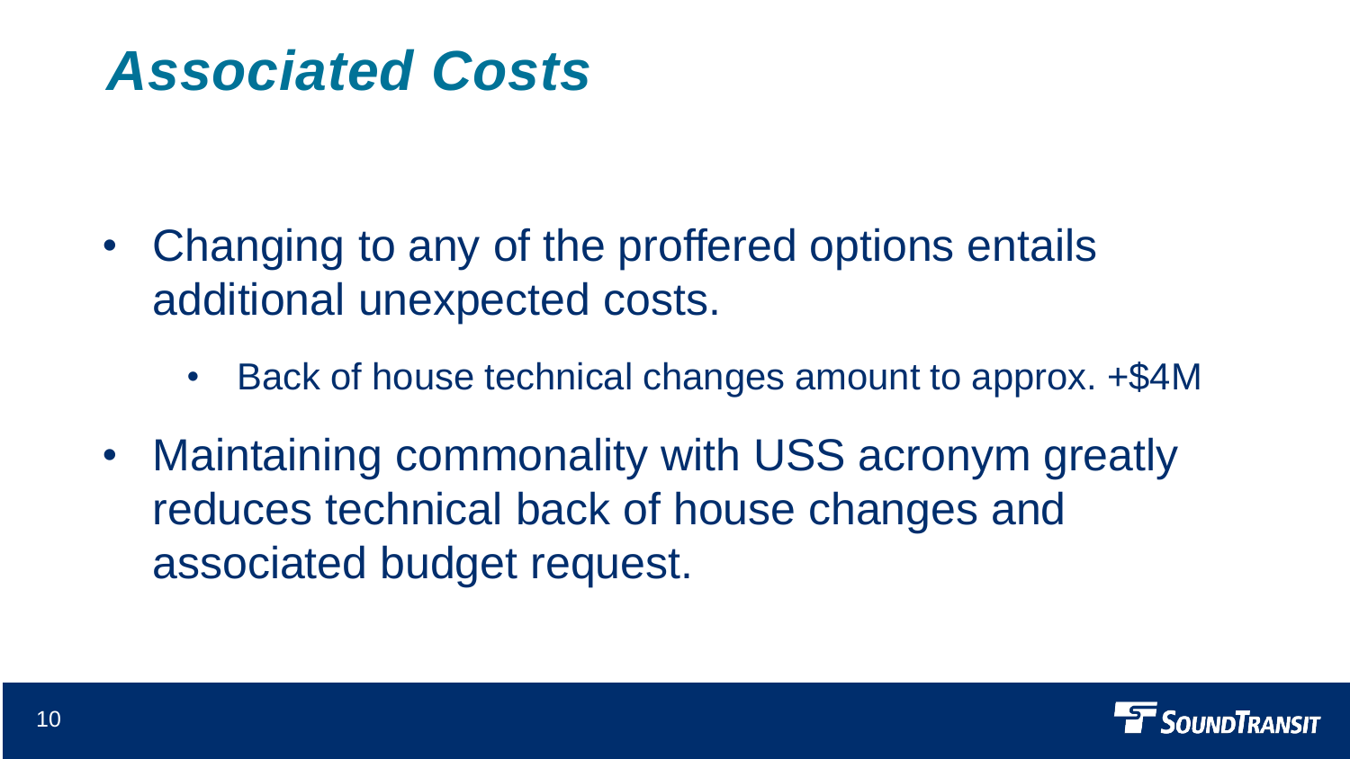# *Associated Costs*

- Changing to any of the proffered options entails additional unexpected costs.
  - Back of house technical changes amount to approx. +$4M
- Maintaining commonality with USS acronym greatly reduces technical back of house changes and associated budget request.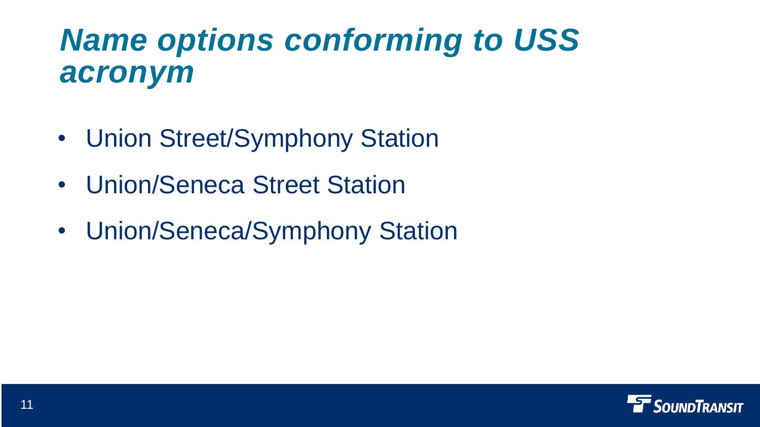# *Name options conforming to USS acronym*

- Union Street/Symphony Station
- Union/Seneca Street Station
- Union/Seneca/Symphony Station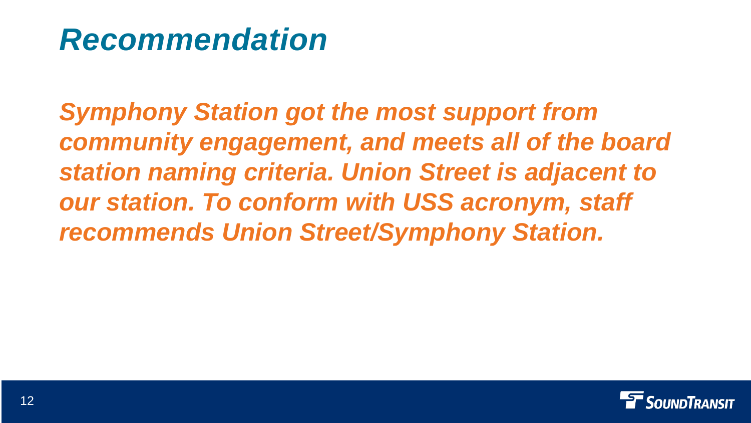# *Recommendation*

***Symphony Station got the most support from community engagement, and meets all of the board station naming criteria. Union Street is adjacent to our station. To conform with USS acronym, staff recommends Union Street/Symphony Station.***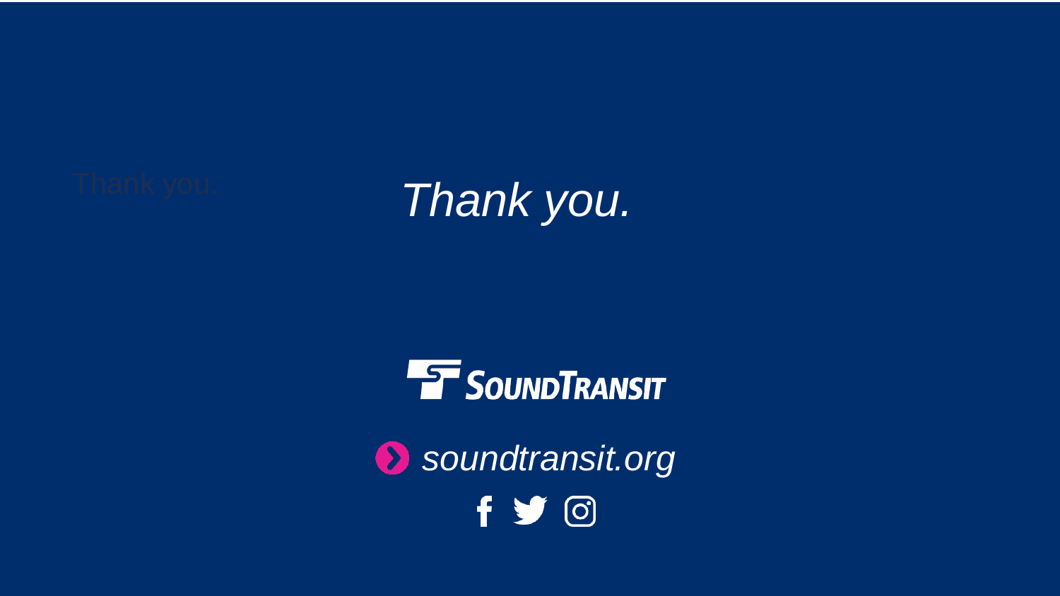Thank you.

*Thank you.*

SOUNDTRANSIT

*soundtransit.org*